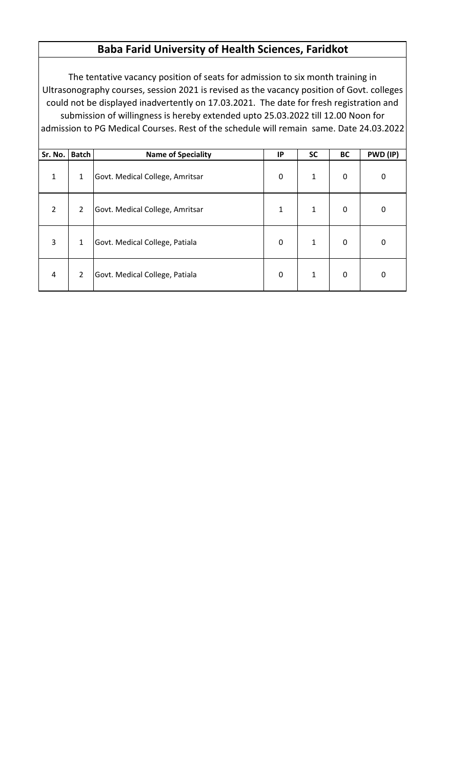# Baba Farid University of Health Sciences, Faridkot

The tentative vacancy position of seats for admission to six month training in Ultrasonography courses, session 2021 is revised as the vacancy position of Govt. colleges could not be displayed inadvertently on 17.03.2021. The date for fresh registration and submission of willingness is hereby extended upto 25.03.2022 till 12.00 Noon for admission to PG Medical Courses. Rest of the schedule will remain same. Date 24.03.2022

| Sr. No. | Batch | Name of Speciality | IP | SC | BC | PWD (IP) |
|---|---|---|---|---|---|---|
| 1 | 1 | Govt. Medical College, Amritsar | 0 | 1 | 0 | 0 |
| 2 | 2 | Govt. Medical College, Amritsar | 1 | 1 | 0 | 0 |
| 3 | 1 | Govt. Medical College, Patiala | 0 | 1 | 0 | 0 |
| 4 | 2 | Govt. Medical College, Patiala | 0 | 1 | 0 | 0 |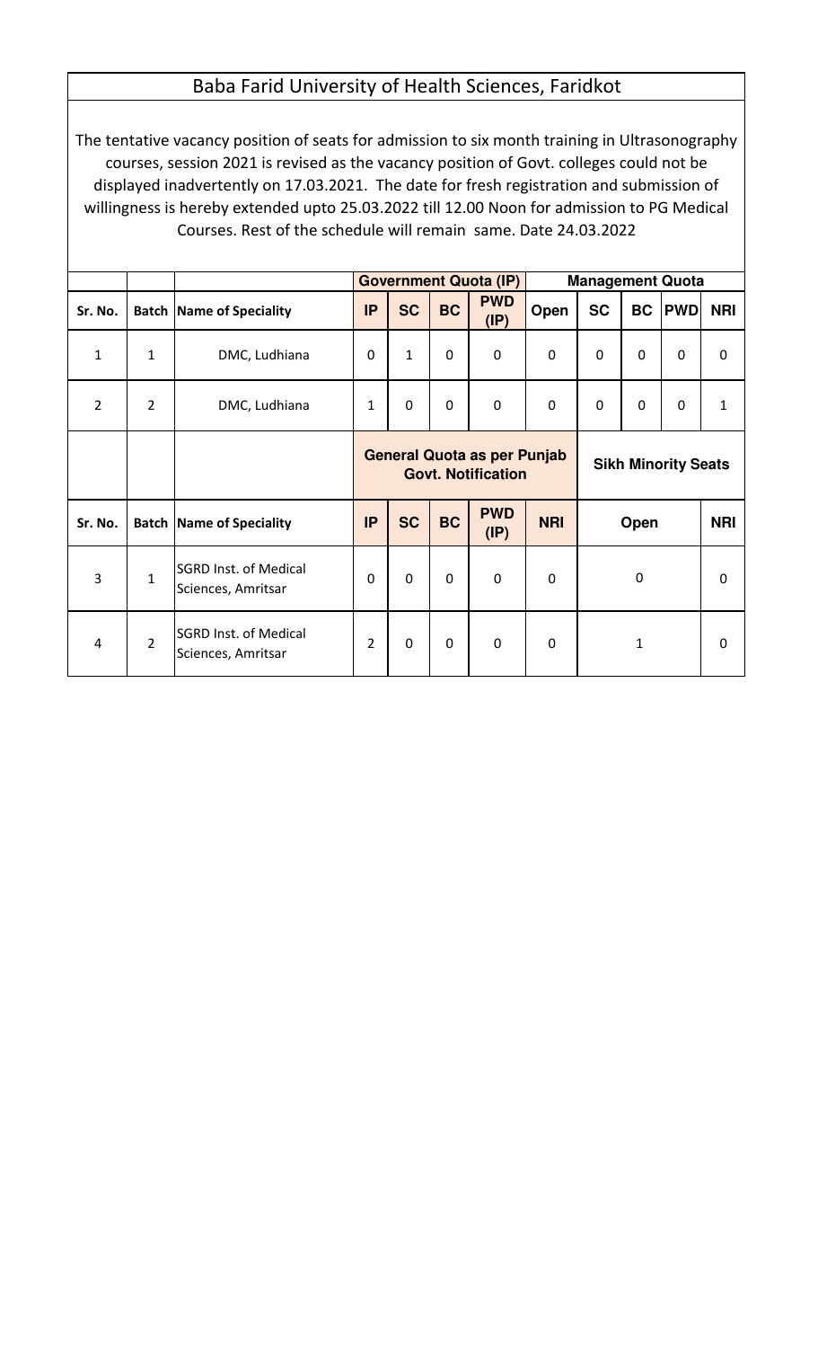# Baba Farid University of Health Sciences, Faridkot

The tentative vacancy position of seats for admission to six month training in Ultrasonography courses, session 2021 is revised as the vacancy position of Govt. colleges could not be displayed inadvertently on 17.03.2021. The date for fresh registration and submission of willingness is hereby extended upto 25.03.2022 till 12.00 Noon for admission to PG Medical Courses. Rest of the schedule will remain same. Date 24.03.2022

| | | | Government Quota (IP) | | | | Management Quota | | | | |
|---|---|---|---|---|---|---|---|---|---|---|---|
| **Sr. No.** | **Batch** | **Name of Speciality** | **IP** | **SC** | **BC** | **PWD (IP)** | **Open** | **SC** | **BC** | **PWD** | **NRI** |
| 1 | 1 | DMC, Ludhiana | 0 | 1 | 0 | 0 | 0 | 0 | 0 | 0 | 0 |
| 2 | 2 | DMC, Ludhiana | 1 | 0 | 0 | 0 | 0 | 0 | 0 | 0 | 1 |
| | | | **General Quota as per Punjab Govt. Notification** | | | | | **Sikh Minority Seats** | | | |
| **Sr. No.** | **Batch** | **Name of Speciality** | **IP** | **SC** | **BC** | **PWD (IP)** | **NRI** | **Open** | | | **NRI** |
| 3 | 1 | SGRD Inst. of Medical Sciences, Amritsar | 0 | 0 | 0 | 0 | 0 | 0 | | | 0 |
| 4 | 2 | SGRD Inst. of Medical Sciences, Amritsar | 2 | 0 | 0 | 0 | 0 | 1 | | | 0 |